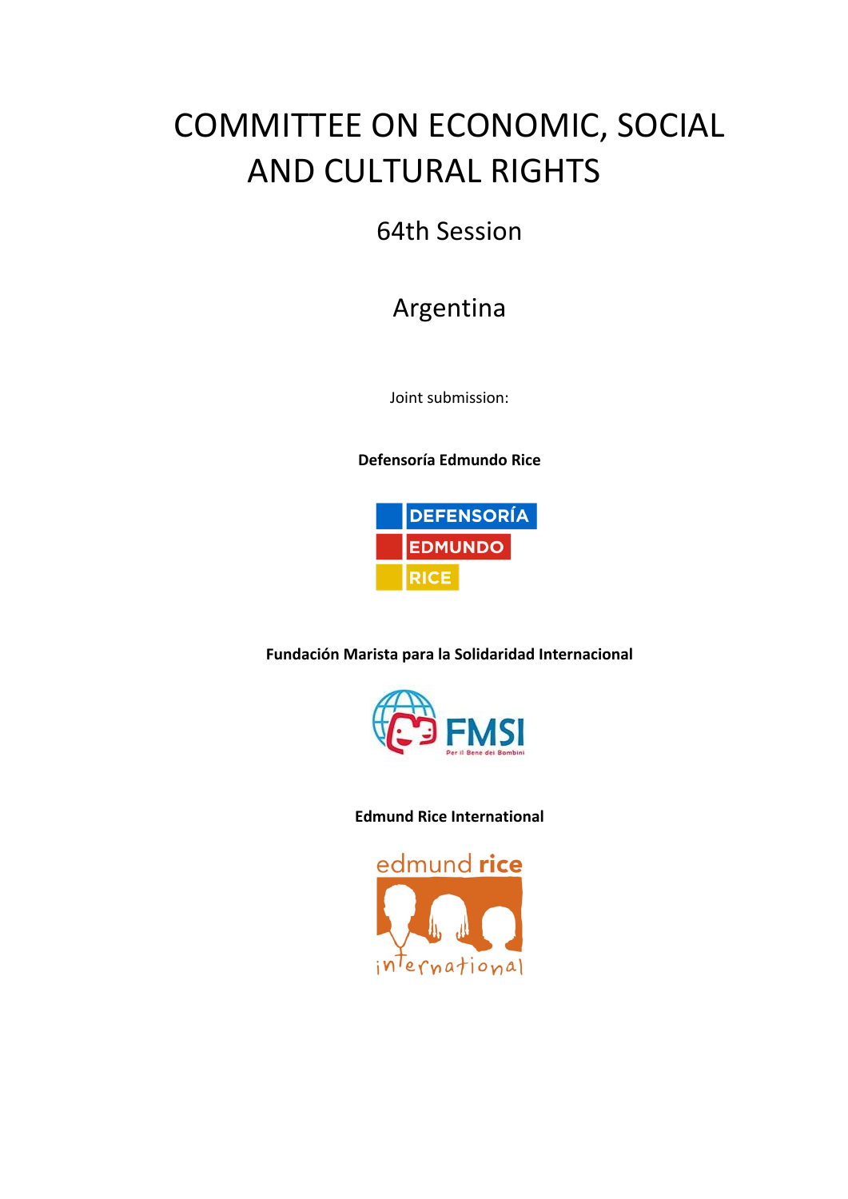# COMMITTEE ON ECONOMIC, SOCIAL AND CULTURAL RIGHTS

## 64th Session

## Argentina

Joint submission:

**Defensoría Edmundo Rice**

**Fundación Marista para la Solidaridad Internacional**

**Edmund Rice International**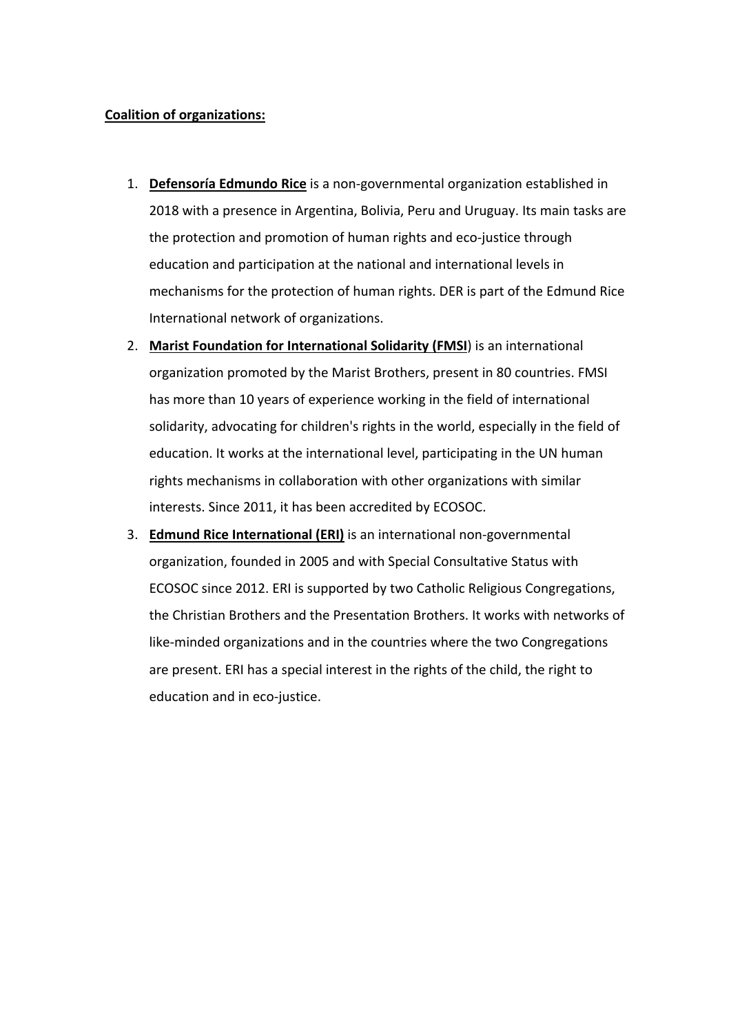**Coalition of organizations:**

1. **Defensoría Edmundo Rice** is a non-governmental organization established in 2018 with a presence in Argentina, Bolivia, Peru and Uruguay. Its main tasks are the protection and promotion of human rights and eco-justice through education and participation at the national and international levels in mechanisms for the protection of human rights. DER is part of the Edmund Rice International network of organizations.
2. **Marist Foundation for International Solidarity (FMSI**) is an international organization promoted by the Marist Brothers, present in 80 countries. FMSI has more than 10 years of experience working in the field of international solidarity, advocating for children's rights in the world, especially in the field of education. It works at the international level, participating in the UN human rights mechanisms in collaboration with other organizations with similar interests. Since 2011, it has been accredited by ECOSOC.
3. **Edmund Rice International (ERI)** is an international non-governmental organization, founded in 2005 and with Special Consultative Status with ECOSOC since 2012. ERI is supported by two Catholic Religious Congregations, the Christian Brothers and the Presentation Brothers. It works with networks of like-minded organizations and in the countries where the two Congregations are present. ERI has a special interest in the rights of the child, the right to education and in eco-justice.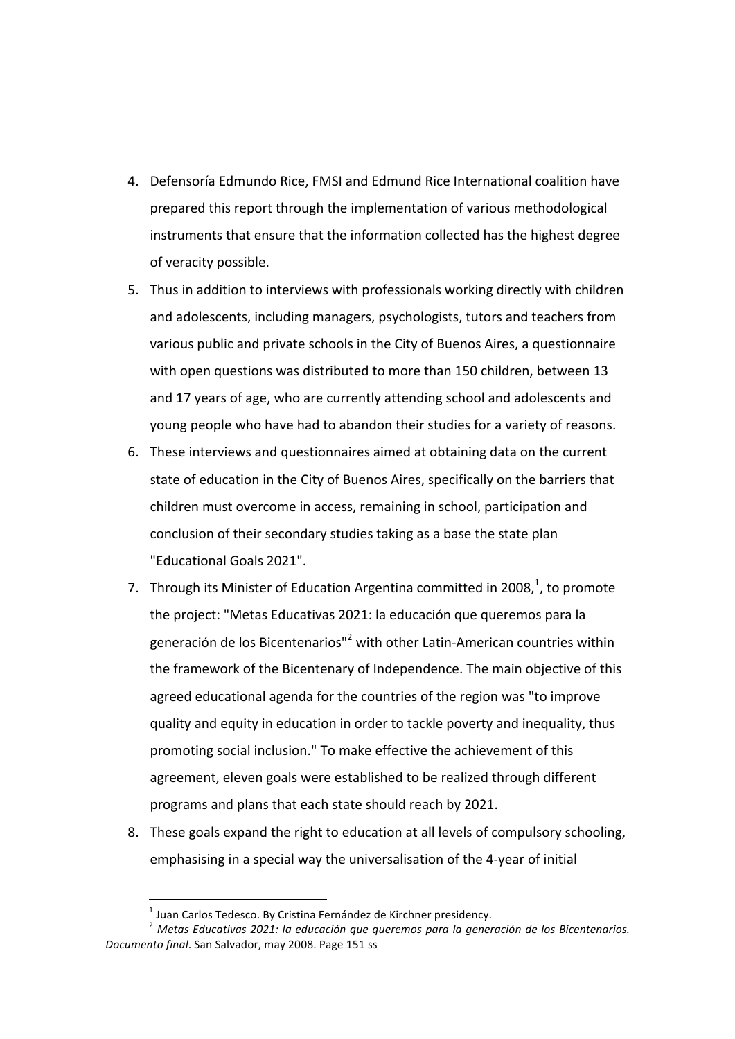4. Defensoría Edmundo Rice, FMSI and Edmund Rice International coalition have prepared this report through the implementation of various methodological instruments that ensure that the information collected has the highest degree of veracity possible.
5. Thus in addition to interviews with professionals working directly with children and adolescents, including managers, psychologists, tutors and teachers from various public and private schools in the City of Buenos Aires, a questionnaire with open questions was distributed to more than 150 children, between 13 and 17 years of age, who are currently attending school and adolescents and young people who have had to abandon their studies for a variety of reasons.
6. These interviews and questionnaires aimed at obtaining data on the current state of education in the City of Buenos Aires, specifically on the barriers that children must overcome in access, remaining in school, participation and conclusion of their secondary studies taking as a base the state plan "Educational Goals 2021".
7. Through its Minister of Education Argentina committed in 2008,[1], to promote the project: "Metas Educativas 2021: la educación que queremos para la generación de los Bicentenarios"[2] with other Latin-American countries within the framework of the Bicentenary of Independence. The main objective of this agreed educational agenda for the countries of the region was "to improve quality and equity in education in order to tackle poverty and inequality, thus promoting social inclusion." To make effective the achievement of this agreement, eleven goals were established to be realized through different programs and plans that each state should reach by 2021.
8. These goals expand the right to education at all levels of compulsory schooling, emphasising in a special way the universalisation of the 4-year of initial

---

[1] Juan Carlos Tedesco. By Cristina Fernández de Kirchner presidency.

[2] *Metas Educativas 2021: la educación que queremos para la generación de los Bicentenarios. Documento final*. San Salvador, may 2008. Page 151 ss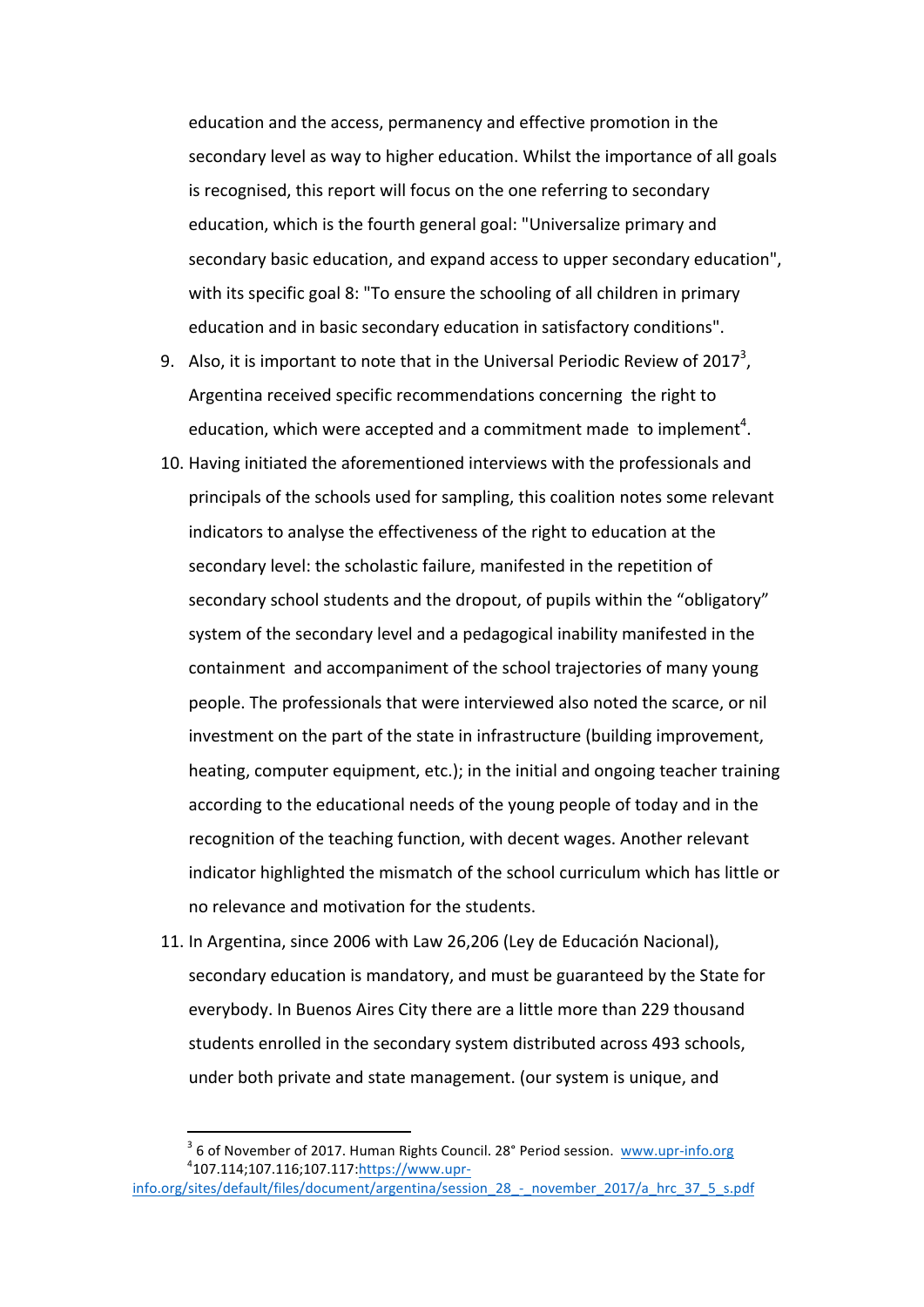education and the access, permanency and effective promotion in the secondary level as way to higher education. Whilst the importance of all goals is recognised, this report will focus on the one referring to secondary education, which is the fourth general goal: "Universalize primary and secondary basic education, and expand access to upper secondary education", with its specific goal 8: "To ensure the schooling of all children in primary education and in basic secondary education in satisfactory conditions".

9. Also, it is important to note that in the Universal Periodic Review of 2017[3], Argentina received specific recommendations concerning the right to education, which were accepted and a commitment made to implement[4].
10. Having initiated the aforementioned interviews with the professionals and principals of the schools used for sampling, this coalition notes some relevant indicators to analyse the effectiveness of the right to education at the secondary level: the scholastic failure, manifested in the repetition of secondary school students and the dropout, of pupils within the "obligatory" system of the secondary level and a pedagogical inability manifested in the containment and accompaniment of the school trajectories of many young people. The professionals that were interviewed also noted the scarce, or nil investment on the part of the state in infrastructure (building improvement, heating, computer equipment, etc.); in the initial and ongoing teacher training according to the educational needs of the young people of today and in the recognition of the teaching function, with decent wages. Another relevant indicator highlighted the mismatch of the school curriculum which has little or no relevance and motivation for the students.
11. In Argentina, since 2006 with Law 26,206 (Ley de Educación Nacional), secondary education is mandatory, and must be guaranteed by the State for everybody. In Buenos Aires City there are a little more than 229 thousand students enrolled in the secondary system distributed across 493 schools, under both private and state management. (our system is unique, and

---

[3] 6 of November of 2017. Human Rights Council. 28° Period session. www.upr-info.org

[4] 107.114;107.116;107.117:https://www.upr-info.org/sites/default/files/document/argentina/session_28_-_november_2017/a_hrc_37_5_s.pdf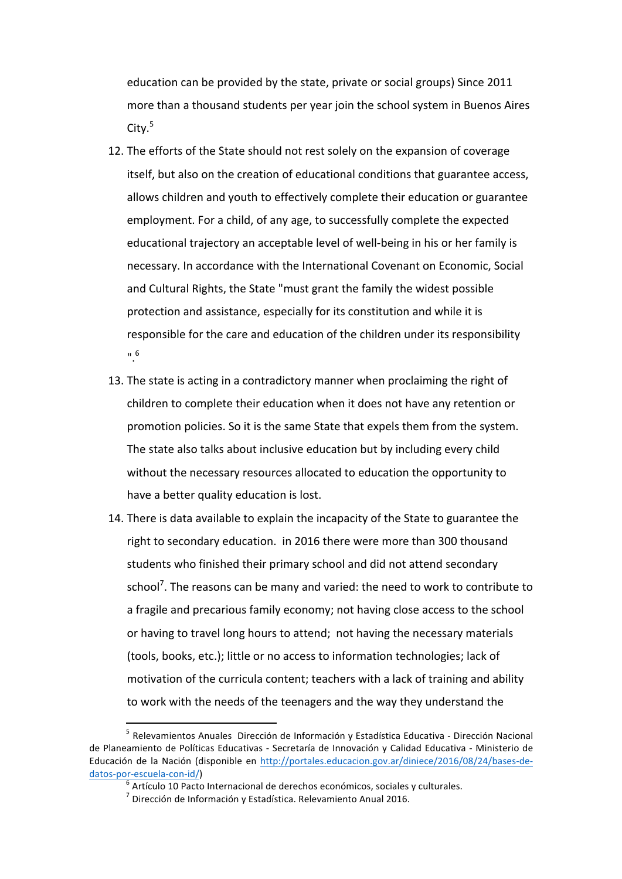education can be provided by the state, private or social groups) Since 2011 more than a thousand students per year join the school system in Buenos Aires City.[5]

12. The efforts of the State should not rest solely on the expansion of coverage itself, but also on the creation of educational conditions that guarantee access, allows children and youth to effectively complete their education or guarantee employment. For a child, of any age, to successfully complete the expected educational trajectory an acceptable level of well-being in his or her family is necessary. In accordance with the International Covenant on Economic, Social and Cultural Rights, the State "must grant the family the widest possible protection and assistance, especially for its constitution and while it is responsible for the care and education of the children under its responsibility ".[6]
13. The state is acting in a contradictory manner when proclaiming the right of children to complete their education when it does not have any retention or promotion policies. So it is the same State that expels them from the system. The state also talks about inclusive education but by including every child without the necessary resources allocated to education the opportunity to have a better quality education is lost.
14. There is data available to explain the incapacity of the State to guarantee the right to secondary education. in 2016 there were more than 300 thousand students who finished their primary school and did not attend secondary school[7]. The reasons can be many and varied: the need to work to contribute to a fragile and precarious family economy; not having close access to the school or having to travel long hours to attend; not having the necessary materials (tools, books, etc.); little or no access to information technologies; lack of motivation of the curricula content; teachers with a lack of training and ability to work with the needs of the teenagers and the way they understand the

---

[5] Relevamientos Anuales Dirección de Información y Estadística Educativa - Dirección Nacional de Planeamiento de Políticas Educativas - Secretaría de Innovación y Calidad Educativa - Ministerio de Educación de la Nación (disponible en http://portales.educacion.gov.ar/diniece/2016/08/24/bases-de-datos-por-escuela-con-id/)

[6] Artículo 10 Pacto Internacional de derechos económicos, sociales y culturales.

[7] Dirección de Información y Estadística. Relevamiento Anual 2016.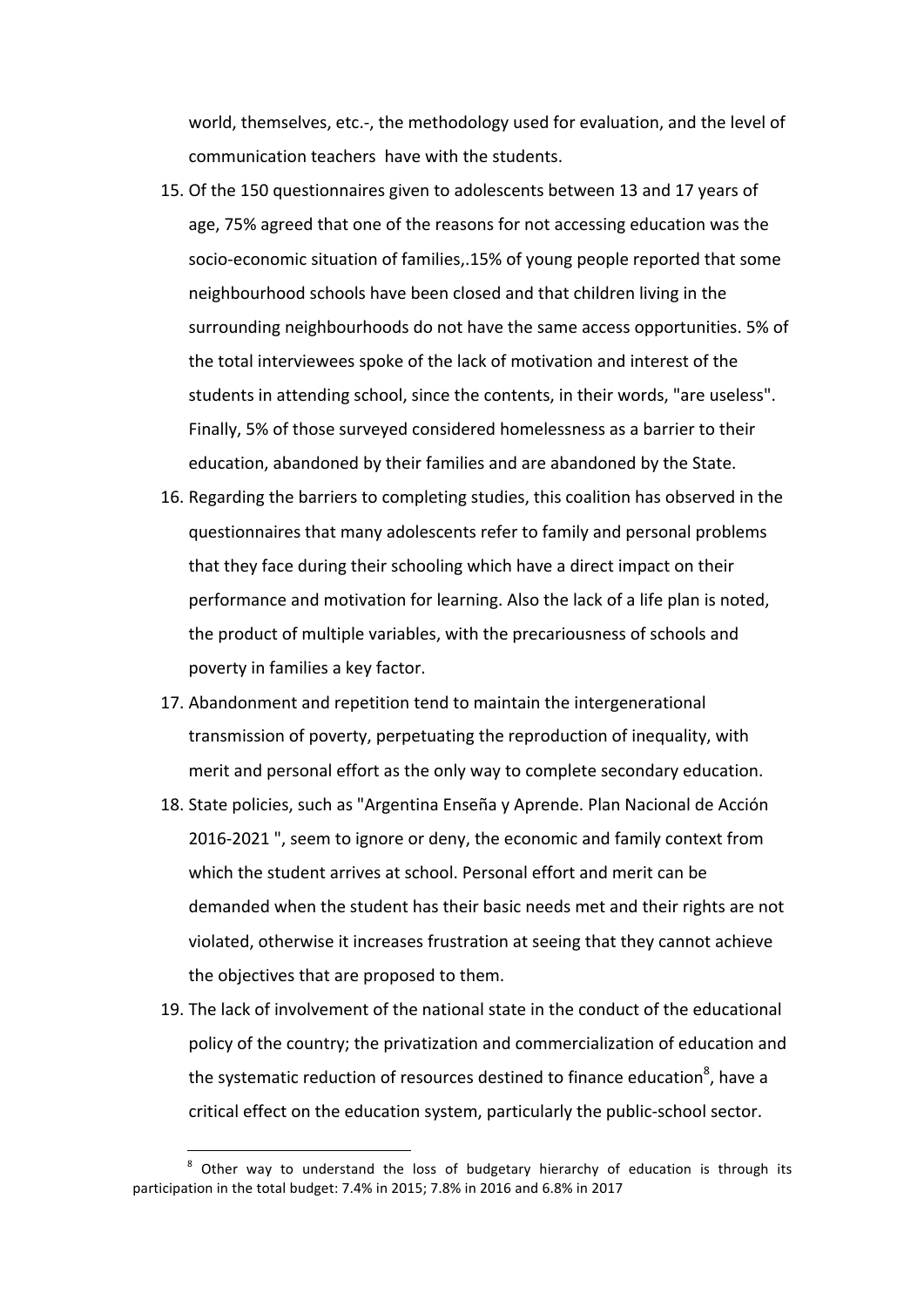world, themselves, etc.-, the methodology used for evaluation, and the level of communication teachers have with the students.

15. Of the 150 questionnaires given to adolescents between 13 and 17 years of age, 75% agreed that one of the reasons for not accessing education was the socio-economic situation of families,.15% of young people reported that some neighbourhood schools have been closed and that children living in the surrounding neighbourhoods do not have the same access opportunities. 5% of the total interviewees spoke of the lack of motivation and interest of the students in attending school, since the contents, in their words, "are useless". Finally, 5% of those surveyed considered homelessness as a barrier to their education, abandoned by their families and are abandoned by the State.
16. Regarding the barriers to completing studies, this coalition has observed in the questionnaires that many adolescents refer to family and personal problems that they face during their schooling which have a direct impact on their performance and motivation for learning. Also the lack of a life plan is noted, the product of multiple variables, with the precariousness of schools and poverty in families a key factor.
17. Abandonment and repetition tend to maintain the intergenerational transmission of poverty, perpetuating the reproduction of inequality, with merit and personal effort as the only way to complete secondary education.
18. State policies, such as "Argentina Enseña y Aprende. Plan Nacional de Acción 2016-2021 ", seem to ignore or deny, the economic and family context from which the student arrives at school. Personal effort and merit can be demanded when the student has their basic needs met and their rights are not violated, otherwise it increases frustration at seeing that they cannot achieve the objectives that are proposed to them.
19. The lack of involvement of the national state in the conduct of the educational policy of the country; the privatization and commercialization of education and the systematic reduction of resources destined to finance education[8], have a critical effect on the education system, particularly the public-school sector.

[8] Other way to understand the loss of budgetary hierarchy of education is through its participation in the total budget: 7.4% in 2015; 7.8% in 2016 and 6.8% in 2017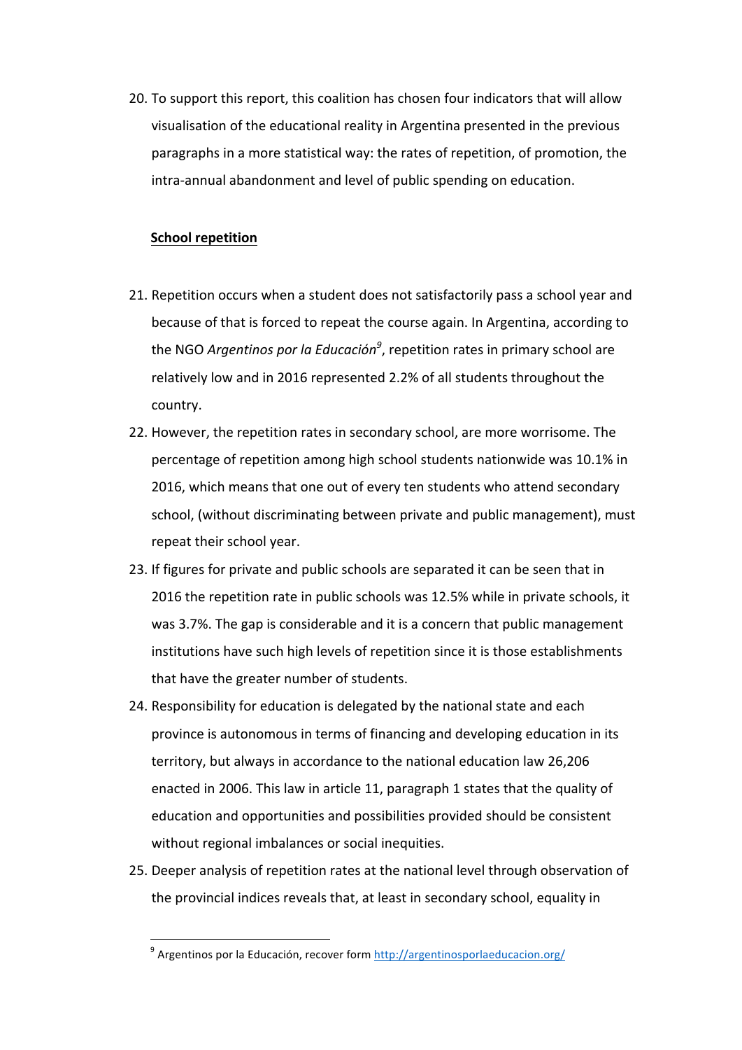20. To support this report, this coalition has chosen four indicators that will allow visualisation of the educational reality in Argentina presented in the previous paragraphs in a more statistical way: the rates of repetition, of promotion, the intra-annual abandonment and level of public spending on education.

**School repetition**

21. Repetition occurs when a student does not satisfactorily pass a school year and because of that is forced to repeat the course again. In Argentina, according to the NGO *Argentinos por la Educación*[9], repetition rates in primary school are relatively low and in 2016 represented 2.2% of all students throughout the country.
22. However, the repetition rates in secondary school, are more worrisome. The percentage of repetition among high school students nationwide was 10.1% in 2016, which means that one out of every ten students who attend secondary school, (without discriminating between private and public management), must repeat their school year.
23. If figures for private and public schools are separated it can be seen that in 2016 the repetition rate in public schools was 12.5% while in private schools, it was 3.7%. The gap is considerable and it is a concern that public management institutions have such high levels of repetition since it is those establishments that have the greater number of students.
24. Responsibility for education is delegated by the national state and each province is autonomous in terms of financing and developing education in its territory, but always in accordance to the national education law 26,206 enacted in 2006. This law in article 11, paragraph 1 states that the quality of education and opportunities and possibilities provided should be consistent without regional imbalances or social inequities.
25. Deeper analysis of repetition rates at the national level through observation of the provincial indices reveals that, at least in secondary school, equality in

[9] Argentinos por la Educación, recover form http://argentinosporlaeducacion.org/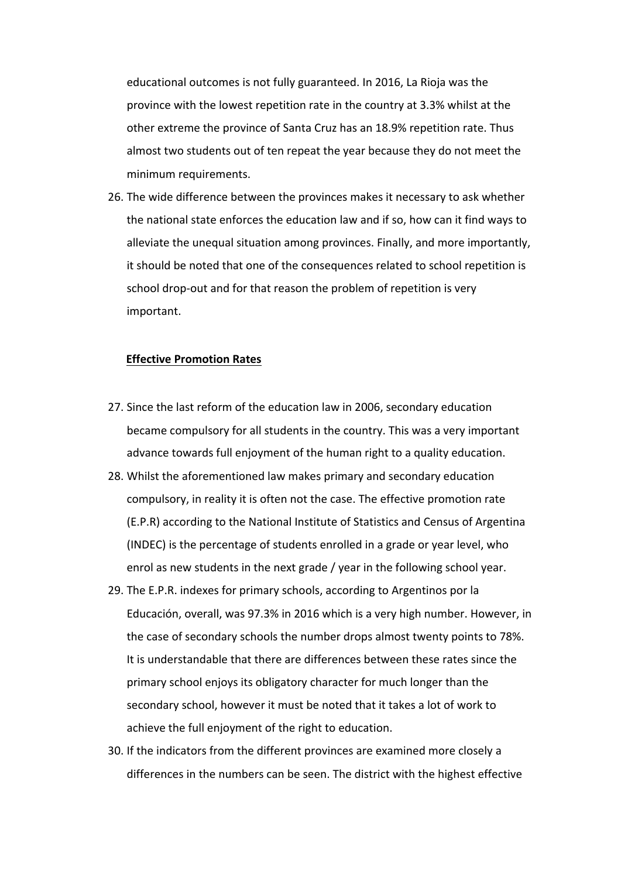educational outcomes is not fully guaranteed. In 2016, La Rioja was the province with the lowest repetition rate in the country at 3.3% whilst at the other extreme the province of Santa Cruz has an 18.9% repetition rate. Thus almost two students out of ten repeat the year because they do not meet the minimum requirements.

26. The wide difference between the provinces makes it necessary to ask whether the national state enforces the education law and if so, how can it find ways to alleviate the unequal situation among provinces. Finally, and more importantly, it should be noted that one of the consequences related to school repetition is school drop-out and for that reason the problem of repetition is very important.

**Effective Promotion Rates**

27. Since the last reform of the education law in 2006, secondary education became compulsory for all students in the country. This was a very important advance towards full enjoyment of the human right to a quality education.
28. Whilst the aforementioned law makes primary and secondary education compulsory, in reality it is often not the case. The effective promotion rate (E.P.R) according to the National Institute of Statistics and Census of Argentina (INDEC) is the percentage of students enrolled in a grade or year level, who enrol as new students in the next grade / year in the following school year.
29. The E.P.R. indexes for primary schools, according to Argentinos por la Educación, overall, was 97.3% in 2016 which is a very high number. However, in the case of secondary schools the number drops almost twenty points to 78%. It is understandable that there are differences between these rates since the primary school enjoys its obligatory character for much longer than the secondary school, however it must be noted that it takes a lot of work to achieve the full enjoyment of the right to education.
30. If the indicators from the different provinces are examined more closely a differences in the numbers can be seen. The district with the highest effective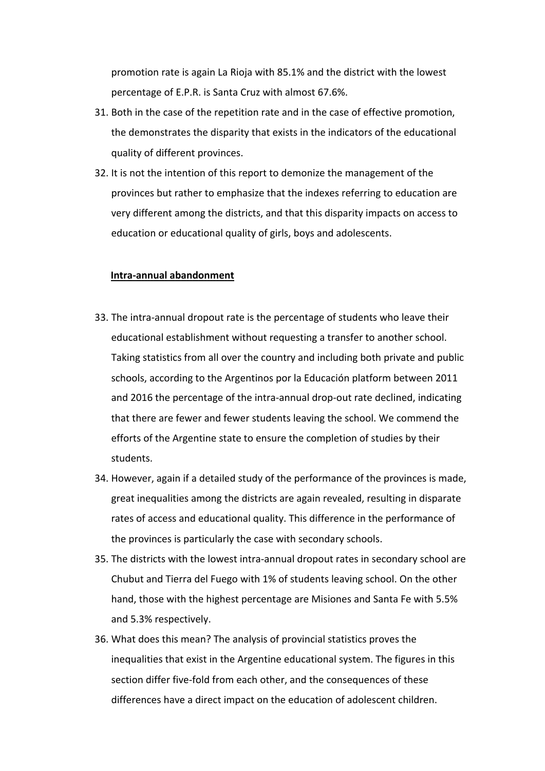promotion rate is again La Rioja with 85.1% and the district with the lowest percentage of E.P.R. is Santa Cruz with almost 67.6%.

31. Both in the case of the repetition rate and in the case of effective promotion, the demonstrates the disparity that exists in the indicators of the educational quality of different provinces.
32. It is not the intention of this report to demonize the management of the provinces but rather to emphasize that the indexes referring to education are very different among the districts, and that this disparity impacts on access to education or educational quality of girls, boys and adolescents.

**<u>Intra-annual abandonment</u>**

33. The intra-annual dropout rate is the percentage of students who leave their educational establishment without requesting a transfer to another school. Taking statistics from all over the country and including both private and public schools, according to the Argentinos por la Educación platform between 2011 and 2016 the percentage of the intra-annual drop-out rate declined, indicating that there are fewer and fewer students leaving the school. We commend the efforts of the Argentine state to ensure the completion of studies by their students.
34. However, again if a detailed study of the performance of the provinces is made, great inequalities among the districts are again revealed, resulting in disparate rates of access and educational quality. This difference in the performance of the provinces is particularly the case with secondary schools.
35. The districts with the lowest intra-annual dropout rates in secondary school are Chubut and Tierra del Fuego with 1% of students leaving school. On the other hand, those with the highest percentage are Misiones and Santa Fe with 5.5% and 5.3% respectively.
36. What does this mean? The analysis of provincial statistics proves the inequalities that exist in the Argentine educational system. The figures in this section differ five-fold from each other, and the consequences of these differences have a direct impact on the education of adolescent children.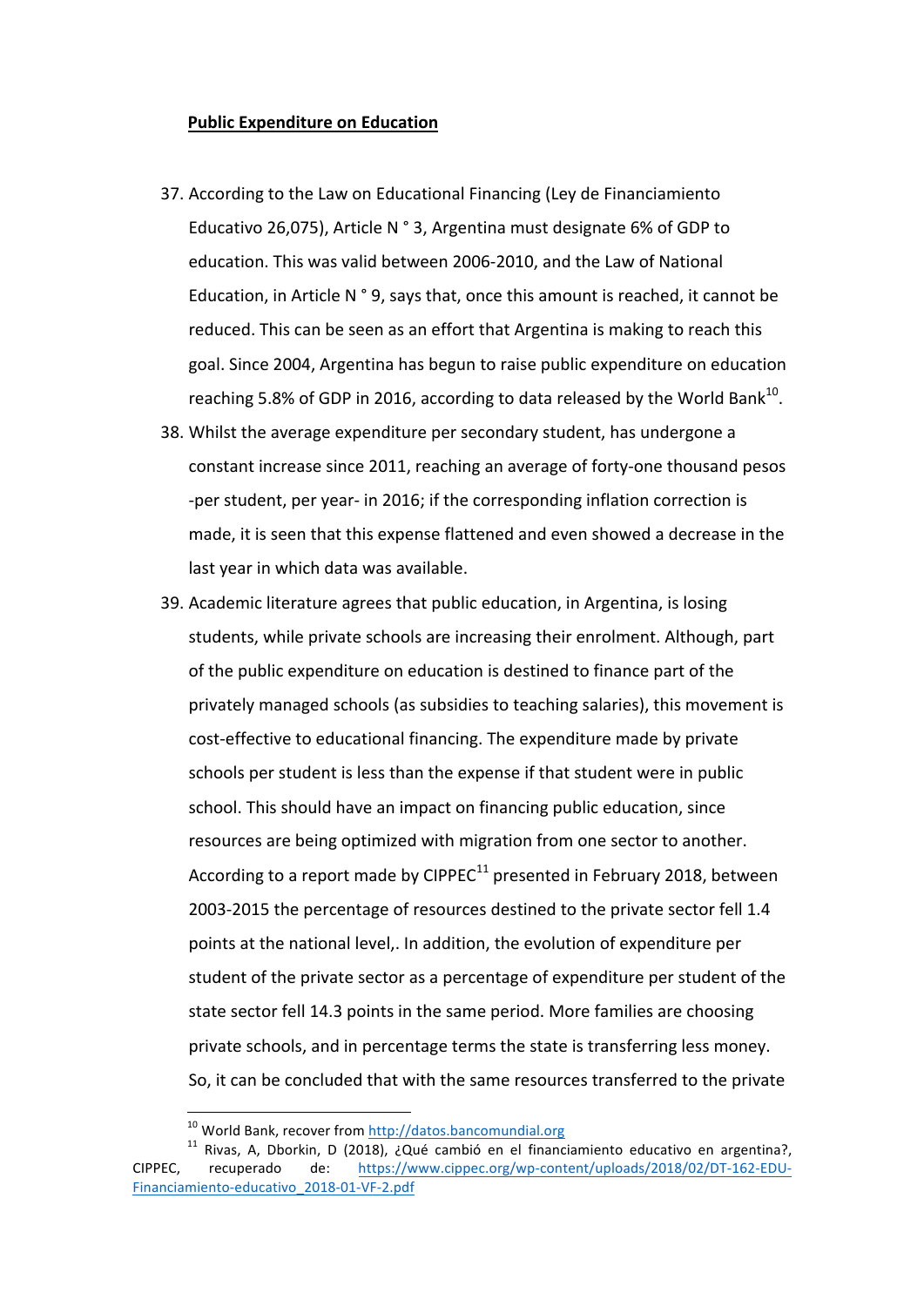**Public Expenditure on Education**

37. According to the Law on Educational Financing (Ley de Financiamiento Educativo 26,075), Article N ° 3, Argentina must designate 6% of GDP to education. This was valid between 2006-2010, and the Law of National Education, in Article N ° 9, says that, once this amount is reached, it cannot be reduced. This can be seen as an effort that Argentina is making to reach this goal. Since 2004, Argentina has begun to raise public expenditure on education reaching 5.8% of GDP in 2016, according to data released by the World Bank[10].
38. Whilst the average expenditure per secondary student, has undergone a constant increase since 2011, reaching an average of forty-one thousand pesos -per student, per year- in 2016; if the corresponding inflation correction is made, it is seen that this expense flattened and even showed a decrease in the last year in which data was available.
39. Academic literature agrees that public education, in Argentina, is losing students, while private schools are increasing their enrolment. Although, part of the public expenditure on education is destined to finance part of the privately managed schools (as subsidies to teaching salaries), this movement is cost-effective to educational financing. The expenditure made by private schools per student is less than the expense if that student were in public school. This should have an impact on financing public education, since resources are being optimized with migration from one sector to another. According to a report made by CIPPEC[11] presented in February 2018, between 2003-2015 the percentage of resources destined to the private sector fell 1.4 points at the national level,. In addition, the evolution of expenditure per student of the private sector as a percentage of expenditure per student of the state sector fell 14.3 points in the same period. More families are choosing private schools, and in percentage terms the state is transferring less money. So, it can be concluded that with the same resources transferred to the private

[10] World Bank, recover from http://datos.bancomundial.org

[11] Rivas, A, Dborkin, D (2018), ¿Qué cambió en el financiamiento educativo en argentina?, CIPPEC, recuperado de: https://www.cippec.org/wp-content/uploads/2018/02/DT-162-EDU-Financiamiento-educativo_2018-01-VF-2.pdf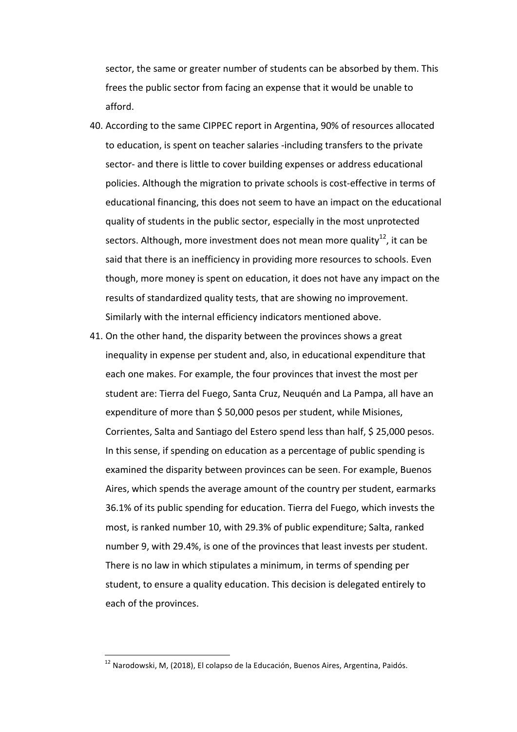sector, the same or greater number of students can be absorbed by them. This frees the public sector from facing an expense that it would be unable to afford.

40. According to the same CIPPEC report in Argentina, 90% of resources allocated to education, is spent on teacher salaries -including transfers to the private sector- and there is little to cover building expenses or address educational policies. Although the migration to private schools is cost-effective in terms of educational financing, this does not seem to have an impact on the educational quality of students in the public sector, especially in the most unprotected sectors. Although, more investment does not mean more quality[12], it can be said that there is an inefficiency in providing more resources to schools. Even though, more money is spent on education, it does not have any impact on the results of standardized quality tests, that are showing no improvement. Similarly with the internal efficiency indicators mentioned above.
41. On the other hand, the disparity between the provinces shows a great inequality in expense per student and, also, in educational expenditure that each one makes. For example, the four provinces that invest the most per student are: Tierra del Fuego, Santa Cruz, Neuquén and La Pampa, all have an expenditure of more than $ 50,000 pesos per student, while Misiones, Corrientes, Salta and Santiago del Estero spend less than half, $ 25,000 pesos. In this sense, if spending on education as a percentage of public spending is examined the disparity between provinces can be seen. For example, Buenos Aires, which spends the average amount of the country per student, earmarks 36.1% of its public spending for education. Tierra del Fuego, which invests the most, is ranked number 10, with 29.3% of public expenditure; Salta, ranked number 9, with 29.4%, is one of the provinces that least invests per student. There is no law in which stipulates a minimum, in terms of spending per student, to ensure a quality education. This decision is delegated entirely to each of the provinces.

---

[12] Narodowski, M, (2018), El colapso de la Educación, Buenos Aires, Argentina, Paidós.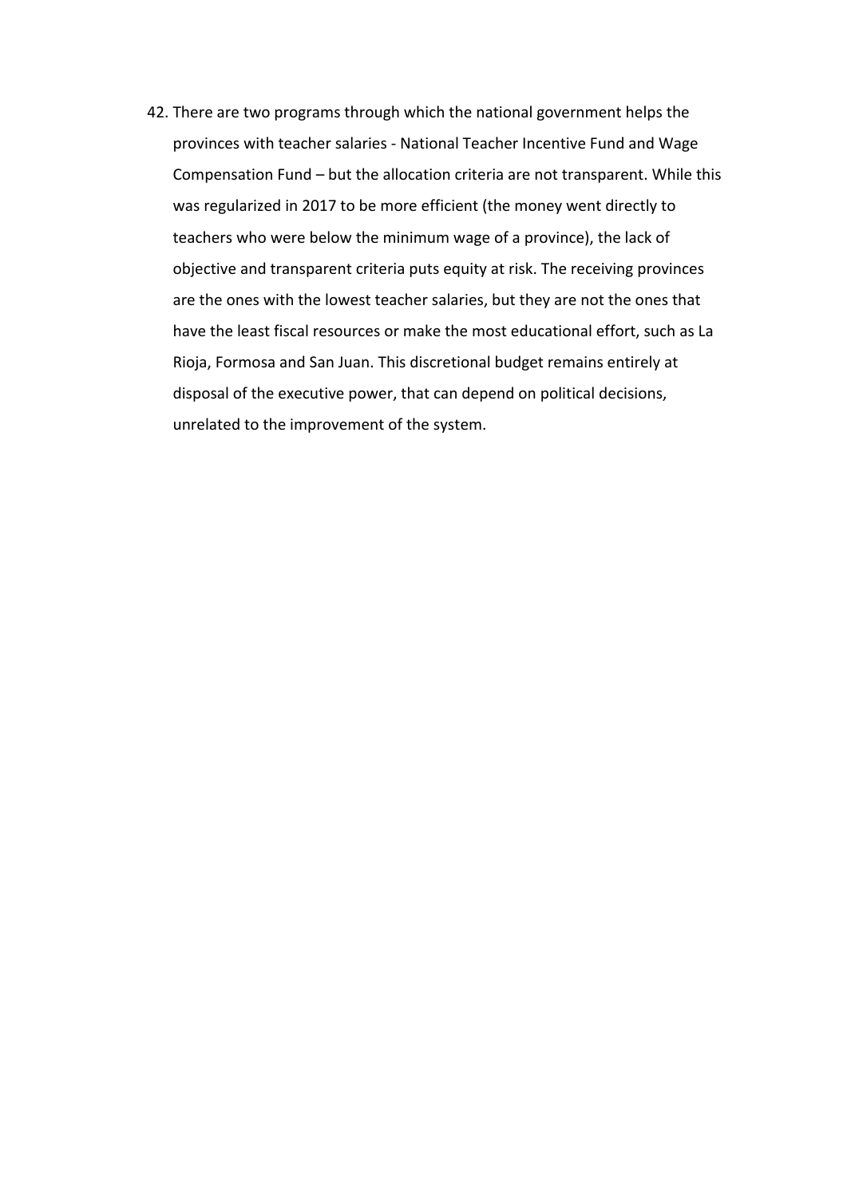42. There are two programs through which the national government helps the provinces with teacher salaries - National Teacher Incentive Fund and Wage Compensation Fund – but the allocation criteria are not transparent. While this was regularized in 2017 to be more efficient (the money went directly to teachers who were below the minimum wage of a province), the lack of objective and transparent criteria puts equity at risk. The receiving provinces are the ones with the lowest teacher salaries, but they are not the ones that have the least fiscal resources or make the most educational effort, such as La Rioja, Formosa and San Juan. This discretional budget remains entirely at disposal of the executive power, that can depend on political decisions, unrelated to the improvement of the system.